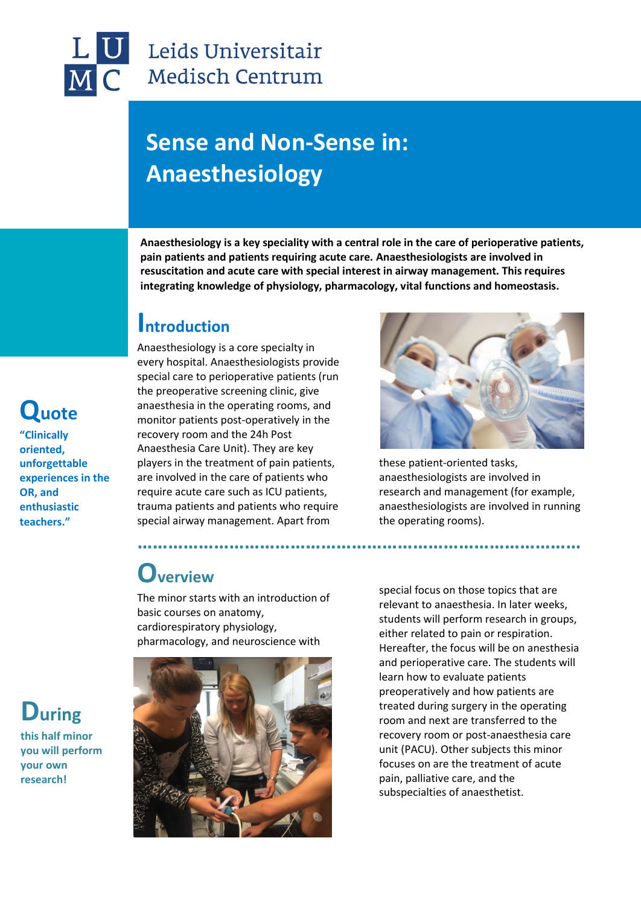Leids Universitair Medisch Centrum

# Sense and Non-Sense in: Anaesthesiology

**Anaesthesiology is a key speciality with a central role in the care of perioperative patients, pain patients and patients requiring acute care. Anaesthesiologists are involved in resuscitation and acute care with special interest in airway management. This requires integrating knowledge of physiology, pharmacology, vital functions and homeostasis.**

## Introduction

Anaesthesiology is a core specialty in every hospital. Anaesthesiologists provide special care to perioperative patients (run the preoperative screening clinic, give anaesthesia in the operating rooms, and monitor patients post-operatively in the recovery room and the 24h Post Anaesthesia Care Unit). They are key players in the treatment of pain patients, are involved in the care of patients who require acute care such as ICU patients, trauma patients and patients who require special airway management. Apart from these patient-oriented tasks, anaesthesiologists are involved in research and management (for example, anaesthesiologists are involved in running the operating rooms).

## Quote

**"Clinically oriented, unforgettable experiences in the OR, and enthusiastic teachers."**

## Overview

The minor starts with an introduction of basic courses on anatomy, cardiorespiratory physiology, pharmacology, and neuroscience with special focus on those topics that are relevant to anaesthesia. In later weeks, students will perform research in groups, either related to pain or respiration. Hereafter, the focus will be on anesthesia and perioperative care. The students will learn how to evaluate patients preoperatively and how patients are treated during surgery in the operating room and next are transferred to the recovery room or post-anaesthesia care unit (PACU). Other subjects this minor focuses on are the treatment of acute pain, palliative care, and the subspecialties of anaesthetist.

## During

**this half minor you will perform your own research!**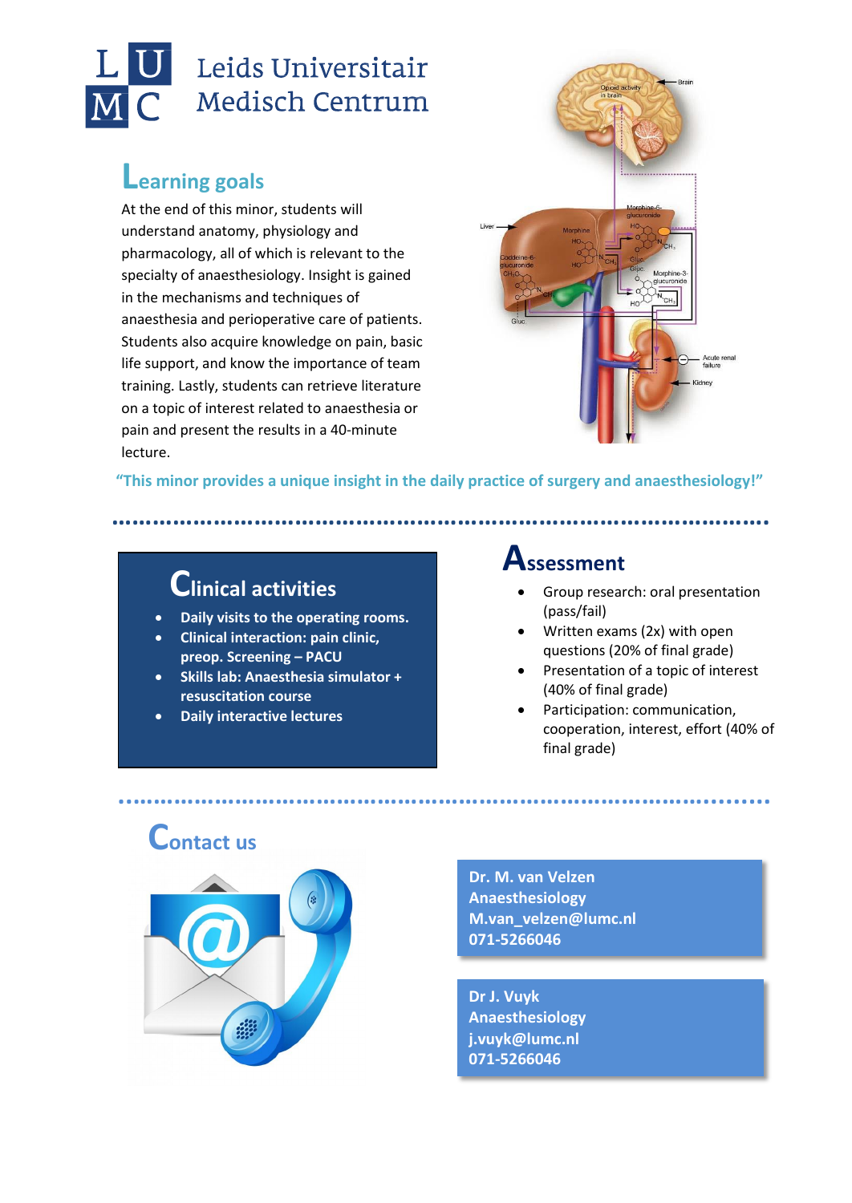Leids Universitair Medisch Centrum

## Learning goals

At the end of this minor, students will understand anatomy, physiology and pharmacology, all of which is relevant to the specialty of anaesthesiology. Insight is gained in the mechanisms and techniques of anaesthesia and perioperative care of patients. Students also acquire knowledge on pain, basic life support, and know the importance of team training. Lastly, students can retrieve literature on a topic of interest related to anaesthesia or pain and present the results in a 40-minute lecture.

**"This minor provides a unique insight in the daily practice of surgery and anaesthesiology!"**

## Clinical activities

- **Daily visits to the operating rooms.**
- **Clinical interaction: pain clinic, preop. Screening – PACU**
- **Skills lab: Anaesthesia simulator + resuscitation course**
- **Daily interactive lectures**

## Assessment

- Group research: oral presentation (pass/fail)
- Written exams (2x) with open questions (20% of final grade)
- Presentation of a topic of interest (40% of final grade)
- Participation: communication, cooperation, interest, effort (40% of final grade)

## Contact us

**Dr. M. van Velzen**
**Anaesthesiology**
**M.van_velzen@lumc.nl**
**071-5266046**

**Dr J. Vuyk**
**Anaesthesiology**
**j.vuyk@lumc.nl**
**071-5266046**